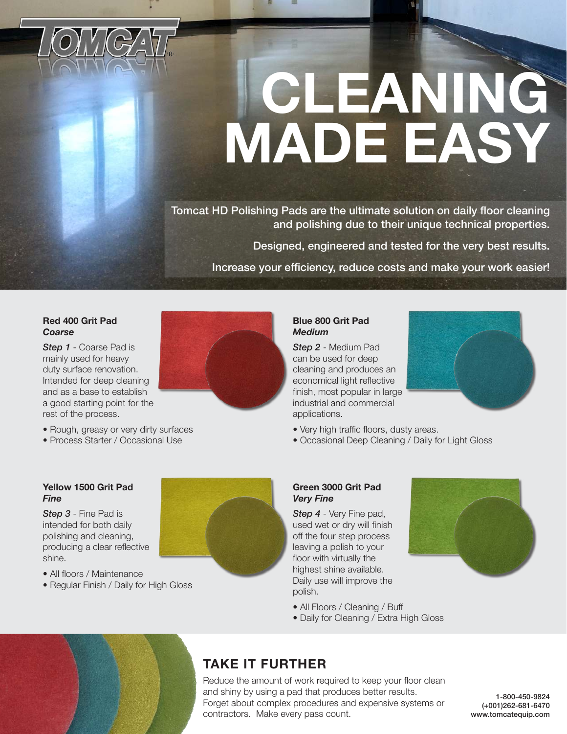# CLEANING MADE EASY

Tomcat HD Polishing Pads are the ultimate solution on daily floor cleaning and polishing due to their unique technical properties.

Designed, engineered and tested for the very best results.

Increase your efficiency, reduce costs and make your work easier!

### Red 400 Grit Pad
***Coarse***

***Step 1*** - Coarse Pad is mainly used for heavy duty surface renovation. Intended for deep cleaning and as a base to establish a good starting point for the rest of the process.

- Rough, greasy or very dirty surfaces
- Process Starter / Occasional Use

### Blue 800 Grit Pad
***Medium***

***Step 2*** - Medium Pad can be used for deep cleaning and produces an economical light reflective finish, most popular in large industrial and commercial applications.

- Very high traffic floors, dusty areas.
- Occasional Deep Cleaning / Daily for Light Gloss

### Yellow 1500 Grit Pad
***Fine***

***Step 3*** - Fine Pad is intended for both daily polishing and cleaning, producing a clear reflective shine.

- All floors / Maintenance
- Regular Finish / Daily for High Gloss

### Green 3000 Grit Pad
***Very Fine***

***Step 4*** - Very Fine pad, used wet or dry will finish off the four step process leaving a polish to your floor with virtually the highest shine available. Daily use will improve the polish.

- All Floors / Cleaning / Buff
- Daily for Cleaning / Extra High Gloss

## TAKE IT FURTHER

Reduce the amount of work required to keep your floor clean and shiny by using a pad that produces better results. Forget about complex procedures and expensive systems or contractors. Make every pass count.

1-800-450-9824
(+001)262-681-6470
www.tomcatequip.com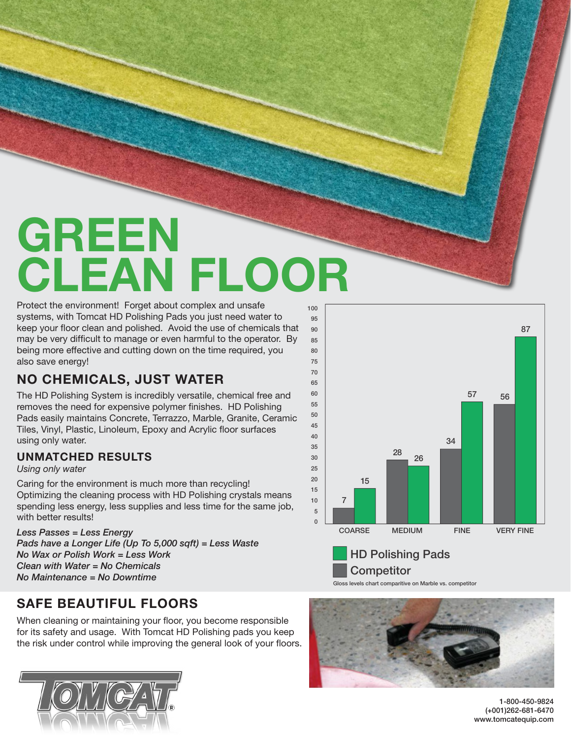# GREEN CLEAN FLOOR

Protect the environment! Forget about complex and unsafe systems, with Tomcat HD Polishing Pads you just need water to keep your floor clean and polished. Avoid the use of chemicals that may be very difficult to manage or even harmful to the operator. By being more effective and cutting down on the time required, you also save energy!

## NO CHEMICALS, JUST WATER

The HD Polishing System is incredibly versatile, chemical free and removes the need for expensive polymer finishes. HD Polishing Pads easily maintains Concrete, Terrazzo, Marble, Granite, Ceramic Tiles, Vinyl, Plastic, Linoleum, Epoxy and Acrylic floor surfaces using only water.

## UNMATCHED RESULTS

*Using only water*

Caring for the environment is much more than recycling! Optimizing the cleaning process with HD Polishing crystals means spending less energy, less supplies and less time for the same job, with better results!

*Less Passes = Less Energy*
*Pads have a Longer Life (Up To 5,000 sqft) = Less Waste*
*No Wax or Polish Work = Less Work*
*Clean with Water = No Chemicals*
*No Maintenance = No Downtime*

| | COARSE | MEDIUM | FINE | VERY FINE |
|---|---|---|---|---|
| HD Polishing Pads | 15 | 26 | 57 | 87 |
| Competitor | 7 | 28 | 34 | 56 |

Gloss levels chart comparitive on Marble vs. competitor

## SAFE BEAUTIFUL FLOORS

When cleaning or maintaining your floor, you become responsible for its safety and usage. With Tomcat HD Polishing pads you keep the risk under control while improving the general look of your floors.

TOMCAT®

1-800-450-9824
(+001)262-681-6470
www.tomcatequip.com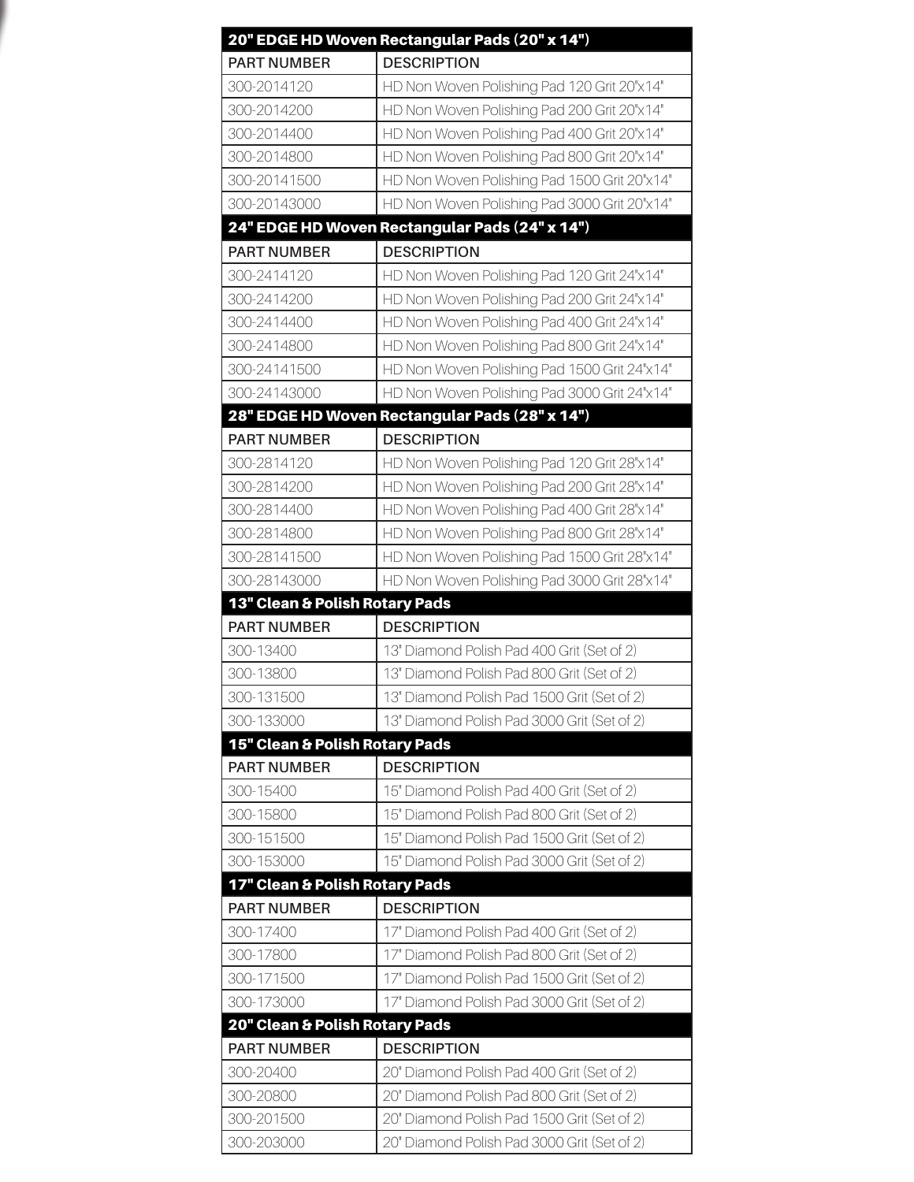| 20" EDGE HD Woven Rectangular Pads (20" x 14") | |
|---|---|
| PART NUMBER | DESCRIPTION |
| 300-2014120 | HD Non Woven Polishing Pad 120 Grit 20"x14" |
| 300-2014200 | HD Non Woven Polishing Pad 200 Grit 20"x14" |
| 300-2014400 | HD Non Woven Polishing Pad 400 Grit 20"x14" |
| 300-2014800 | HD Non Woven Polishing Pad 800 Grit 20"x14" |
| 300-20141500 | HD Non Woven Polishing Pad 1500 Grit 20"x14" |
| 300-20143000 | HD Non Woven Polishing Pad 3000 Grit 20"x14" |

| 24" EDGE HD Woven Rectangular Pads (24" x 14") | |
|---|---|
| PART NUMBER | DESCRIPTION |
| 300-2414120 | HD Non Woven Polishing Pad 120 Grit 24"x14" |
| 300-2414200 | HD Non Woven Polishing Pad 200 Grit 24"x14" |
| 300-2414400 | HD Non Woven Polishing Pad 400 Grit 24"x14" |
| 300-2414800 | HD Non Woven Polishing Pad 800 Grit 24"x14" |
| 300-24141500 | HD Non Woven Polishing Pad 1500 Grit 24"x14" |
| 300-24143000 | HD Non Woven Polishing Pad 3000 Grit 24"x14" |

| 28" EDGE HD Woven Rectangular Pads (28" x 14") | |
|---|---|
| PART NUMBER | DESCRIPTION |
| 300-2814120 | HD Non Woven Polishing Pad 120 Grit 28"x14" |
| 300-2814200 | HD Non Woven Polishing Pad 200 Grit 28"x14" |
| 300-2814400 | HD Non Woven Polishing Pad 400 Grit 28"x14" |
| 300-2814800 | HD Non Woven Polishing Pad 800 Grit 28"x14" |
| 300-28141500 | HD Non Woven Polishing Pad 1500 Grit 28"x14" |
| 300-28143000 | HD Non Woven Polishing Pad 3000 Grit 28"x14" |

| 13" Clean & Polish Rotary Pads | |
|---|---|
| PART NUMBER | DESCRIPTION |
| 300-13400 | 13" Diamond Polish Pad 400 Grit (Set of 2) |
| 300-13800 | 13" Diamond Polish Pad 800 Grit (Set of 2) |
| 300-131500 | 13" Diamond Polish Pad 1500 Grit (Set of 2) |
| 300-133000 | 13" Diamond Polish Pad 3000 Grit (Set of 2) |

| 15" Clean & Polish Rotary Pads | |
|---|---|
| PART NUMBER | DESCRIPTION |
| 300-15400 | 15" Diamond Polish Pad 400 Grit (Set of 2) |
| 300-15800 | 15" Diamond Polish Pad 800 Grit (Set of 2) |
| 300-151500 | 15" Diamond Polish Pad 1500 Grit (Set of 2) |
| 300-153000 | 15" Diamond Polish Pad 3000 Grit (Set of 2) |

| 17" Clean & Polish Rotary Pads | |
|---|---|
| PART NUMBER | DESCRIPTION |
| 300-17400 | 17" Diamond Polish Pad 400 Grit (Set of 2) |
| 300-17800 | 17" Diamond Polish Pad 800 Grit (Set of 2) |
| 300-171500 | 17" Diamond Polish Pad 1500 Grit (Set of 2) |
| 300-173000 | 17" Diamond Polish Pad 3000 Grit (Set of 2) |

| 20" Clean & Polish Rotary Pads | |
|---|---|
| PART NUMBER | DESCRIPTION |
| 300-20400 | 20" Diamond Polish Pad 400 Grit (Set of 2) |
| 300-20800 | 20" Diamond Polish Pad 800 Grit (Set of 2) |
| 300-201500 | 20" Diamond Polish Pad 1500 Grit (Set of 2) |
| 300-203000 | 20" Diamond Polish Pad 3000 Grit (Set of 2) |